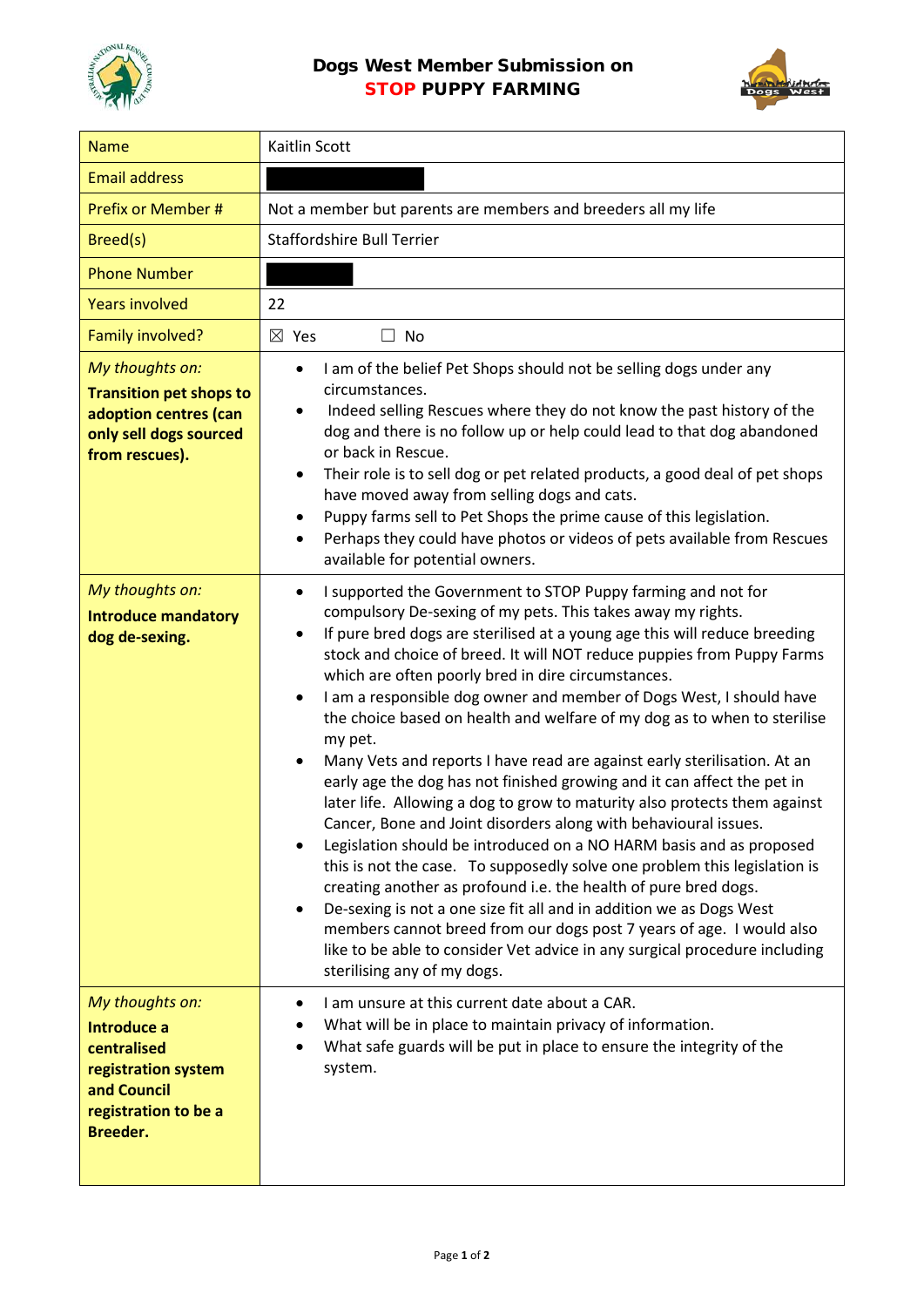# Dogs West Member Submission on STOP PUPPY FARMING

| Name | Kaitlin Scott |
|---|---|
| Email address | |
| Prefix or Member # | Not a member but parents are members and breeders all my life |
| Breed(s) | Staffordshire Bull Terrier |
| Phone Number | |
| Years involved | 22 |
| Family involved? | ☒ Yes ☐ No |
| *My thoughts on:* **Transition pet shops to adoption centres (can only sell dogs sourced from rescues).** | • I am of the belief Pet Shops should not be selling dogs under any circumstances.<br>• Indeed selling Rescues where they do not know the past history of the dog and there is no follow up or help could lead to that dog abandoned or back in Rescue.<br>• Their role is to sell dog or pet related products, a good deal of pet shops have moved away from selling dogs and cats.<br>• Puppy farms sell to Pet Shops the prime cause of this legislation.<br>• Perhaps they could have photos or videos of pets available from Rescues available for potential owners. |
| *My thoughts on:* **Introduce mandatory dog de-sexing.** | • I supported the Government to STOP Puppy farming and not for compulsory De-sexing of my pets. This takes away my rights.<br>• If pure bred dogs are sterilised at a young age this will reduce breeding stock and choice of breed. It will NOT reduce puppies from Puppy Farms which are often poorly bred in dire circumstances.<br>• I am a responsible dog owner and member of Dogs West, I should have the choice based on health and welfare of my dog as to when to sterilise my pet.<br>• Many Vets and reports I have read are against early sterilisation. At an early age the dog has not finished growing and it can affect the pet in later life. Allowing a dog to grow to maturity also protects them against Cancer, Bone and Joint disorders along with behavioural issues.<br>• Legislation should be introduced on a NO HARM basis and as proposed this is not the case. To supposedly solve one problem this legislation is creating another as profound i.e. the health of pure bred dogs.<br>• De-sexing is not a one size fit all and in addition we as Dogs West members cannot breed from our dogs post 7 years of age. I would also like to be able to consider Vet advice in any surgical procedure including sterilising any of my dogs. |
| *My thoughts on:* **Introduce a centralised registration system and Council registration to be a Breeder.** | • I am unsure at this current date about a CAR.<br>• What will be in place to maintain privacy of information.<br>• What safe guards will be put in place to ensure the integrity of the system. |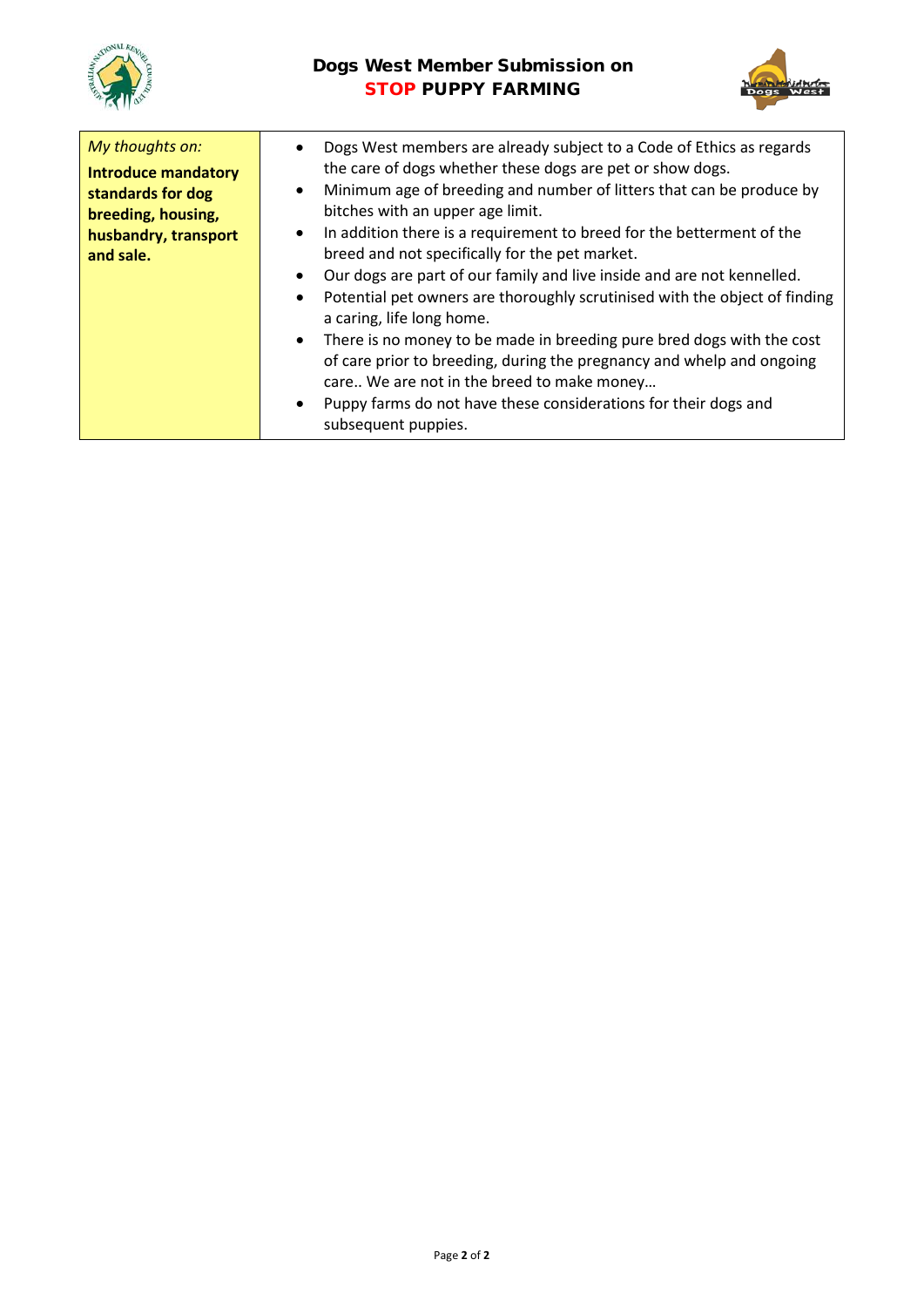# Dogs West Member Submission on STOP PUPPY FARMING

| | |
|---|---|
| *My thoughts on:* **Introduce mandatory standards for dog breeding, housing, husbandry, transport and sale.** | • Dogs West members are already subject to a Code of Ethics as regards the care of dogs whether these dogs are pet or show dogs.<br>• Minimum age of breeding and number of litters that can be produce by bitches with an upper age limit.<br>• In addition there is a requirement to breed for the betterment of the breed and not specifically for the pet market.<br>• Our dogs are part of our family and live inside and are not kennelled.<br>• Potential pet owners are thoroughly scrutinised with the object of finding a caring, life long home.<br>• There is no money to be made in breeding pure bred dogs with the cost of care prior to breeding, during the pregnancy and whelp and ongoing care.. We are not in the breed to make money…<br>• Puppy farms do not have these considerations for their dogs and subsequent puppies. |